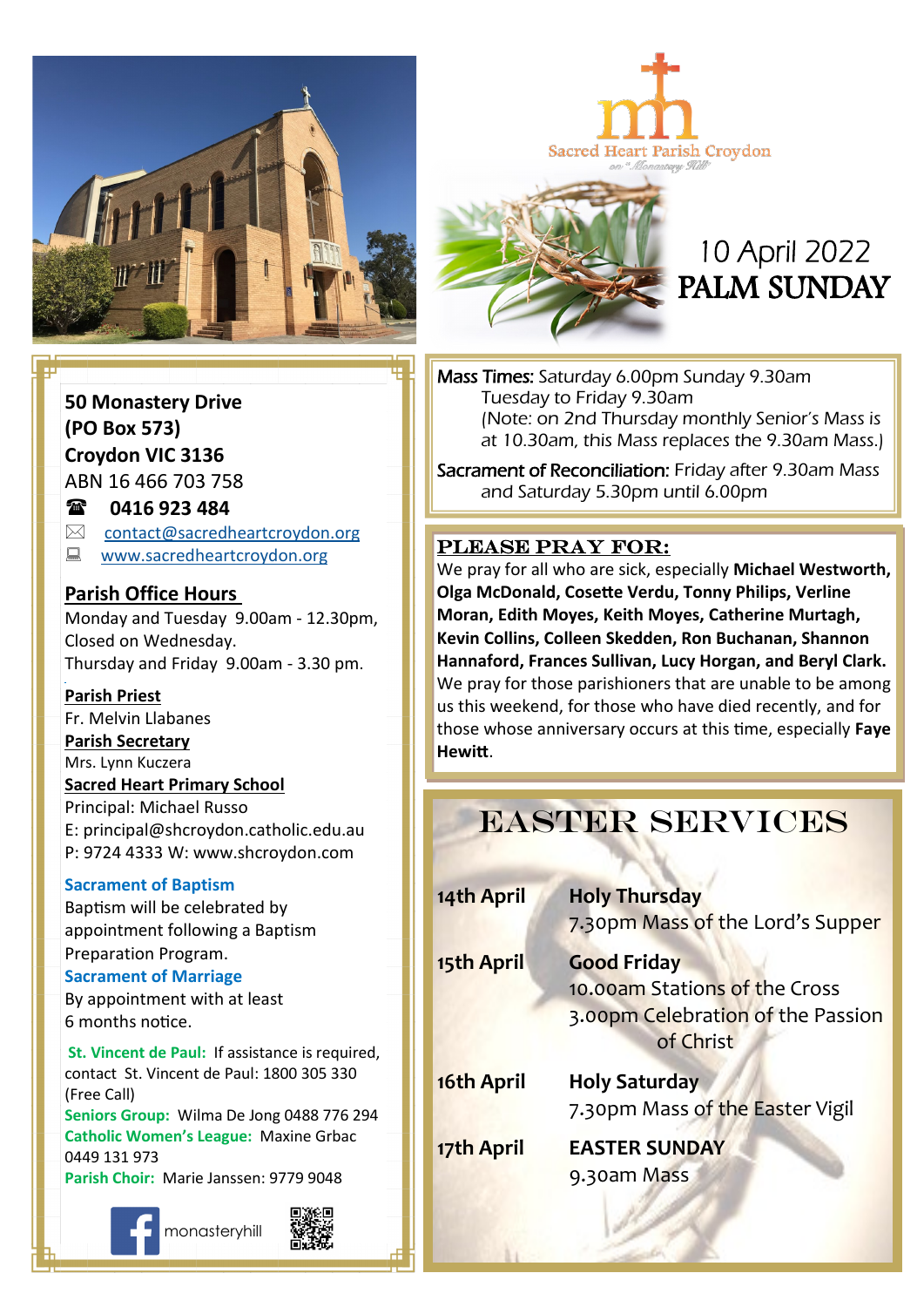Sacred Heart Parish Croydon

on "Monastery Hill"

# 10 April 2022
# PALM SUNDAY

**50 Monastery Drive**
**(PO Box 573)**
**Croydon VIC 3136**
ABN 16 466 703 758

☎ **0416 923 484**

✉ contact@sacredheartcroydon.org

www.sacredheartcroydon.org

**Parish Office Hours**
Monday and Tuesday 9.00am - 12.30pm,
Closed on Wednesday.
Thursday and Friday 9.00am - 3.30 pm.

**Parish Priest**
Fr. Melvin Llabanes

**Parish Secretary**
Mrs. Lynn Kuczera

**Sacred Heart Primary School**
Principal: Michael Russo
E: principal@shcroydon.catholic.edu.au
P: 9724 4333 W: www.shcroydon.com

**Sacrament of Baptism**
Baptism will be celebrated by appointment following a Baptism Preparation Program.

**Sacrament of Marriage**
By appointment with at least 6 months notice.

**St. Vincent de Paul:** If assistance is required, contact St. Vincent de Paul: 1800 305 330 (Free Call)
**Seniors Group:** Wilma De Jong 0488 776 294
**Catholic Women's League:** Maxine Grbac 0449 131 973
**Parish Choir:** Marie Janssen: 9779 9048

monasteryhill

Mass Times: Saturday 6.00pm Sunday 9.30am
Tuesday to Friday 9.30am
(Note: on 2nd Thursday monthly Senior's Mass is at 10.30am, this Mass replaces the 9.30am Mass.)

Sacrament of Reconciliation: Friday after 9.30am Mass and Saturday 5.30pm until 6.00pm

## PLEASE PRAY FOR:

We pray for all who are sick, especially **Michael Westworth, Olga McDonald, Cosette Verdu, Tonny Philips, Verline Moran, Edith Moyes, Keith Moyes, Catherine Murtagh, Kevin Collins, Colleen Skedden, Ron Buchanan, Shannon Hannaford, Frances Sullivan, Lucy Horgan, and Beryl Clark.** We pray for those parishioners that are unable to be among us this weekend, for those who have died recently, and for those whose anniversary occurs at this time, especially **Faye Hewitt**.

## EASTER SERVICES

**14th April** — **Holy Thursday**
7.30pm Mass of the Lord's Supper

**15th April** — **Good Friday**
10.00am Stations of the Cross
3.00pm Celebration of the Passion of Christ

**16th April** — **Holy Saturday**
7.30pm Mass of the Easter Vigil

**17th April** — **EASTER SUNDAY**
9.30am Mass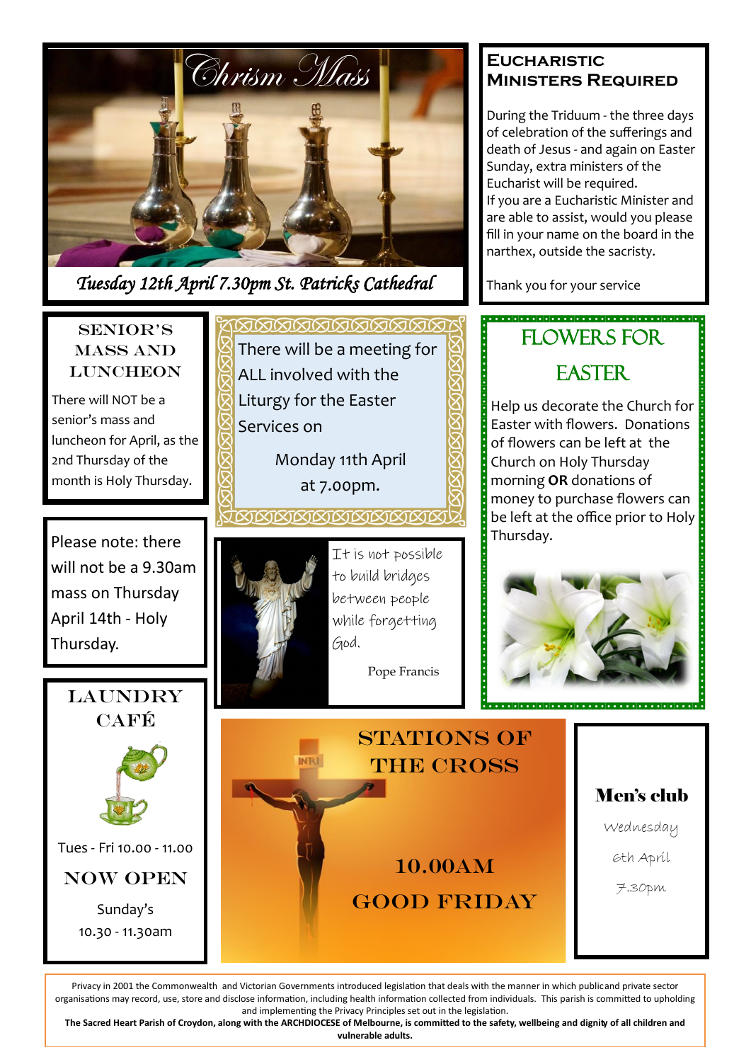## Chrism Mass

*Tuesday 12th April 7.30pm St. Patricks Cathedral*

## Eucharistic Ministers Required

During the Triduum - the three days of celebration of the sufferings and death of Jesus - and again on Easter Sunday, extra ministers of the Eucharist will be required.
If you are a Eucharistic Minister and are able to assist, would you please fill in your name on the board in the narthex, outside the sacristy.

Thank you for your service

## Senior's Mass and Luncheon

There will NOT be a senior's mass and luncheon for April, as the 2nd Thursday of the month is Holy Thursday.

There will be a meeting for ALL involved with the Liturgy for the Easter Services on

Monday 11th April
at 7.00pm.

## Flowers for Easter

Help us decorate the Church for Easter with flowers. Donations of flowers can be left at the Church on Holy Thursday morning **OR** donations of money to purchase flowers can be left at the office prior to Holy Thursday.

Please note: there will not be a 9.30am mass on Thursday April 14th - Holy Thursday.

It is not possible to build bridges between people while forgetting God.

Pope Francis

## Laundry Café

Tues - Fri 10.00 - 11.00

**NOW OPEN**

Sunday's
10.30 - 11.30am

## Stations of the Cross

**10.00AM**
**GOOD FRIDAY**

## Men's club

Wednesday
6th April
7.30pm

Privacy in 2001 the Commonwealth and Victorian Governments introduced legislation that deals with the manner in which public and private sector organisations may record, use, store and disclose information, including health information collected from individuals. This parish is committed to upholding and implementing the Privacy Principles set out in the legislation.

**The Sacred Heart Parish of Croydon, along with the ARCHDIOCESE of Melbourne, is committed to the safety, wellbeing and dignity of all children and vulnerable adults.**